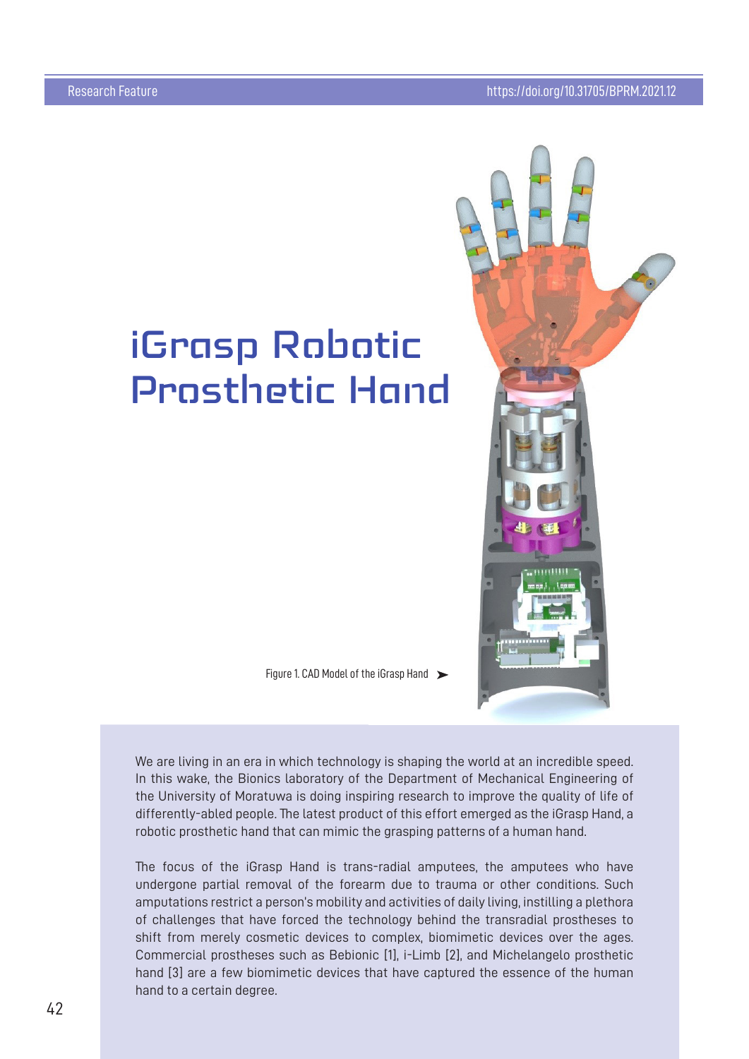Research Feature

https://doi.org/10.31705/BPRM.2021.12

# iGrasp Robotic Prosthetic Hand

Figure 1. CAD Model of the iGrasp Hand

We are living in an era in which technology is shaping the world at an incredible speed. In this wake, the Bionics laboratory of the Department of Mechanical Engineering of the University of Moratuwa is doing inspiring research to improve the quality of life of differently-abled people. The latest product of this effort emerged as the iGrasp Hand, a robotic prosthetic hand that can mimic the grasping patterns of a human hand.

The focus of the iGrasp Hand is trans-radial amputees, the amputees who have undergone partial removal of the forearm due to trauma or other conditions. Such amputations restrict a person's mobility and activities of daily living, instilling a plethora of challenges that have forced the technology behind the transradial prostheses to shift from merely cosmetic devices to complex, biomimetic devices over the ages. Commercial prostheses such as Bebionic [1], i-Limb [2], and Michelangelo prosthetic hand [3] are a few biomimetic devices that have captured the essence of the human hand to a certain degree.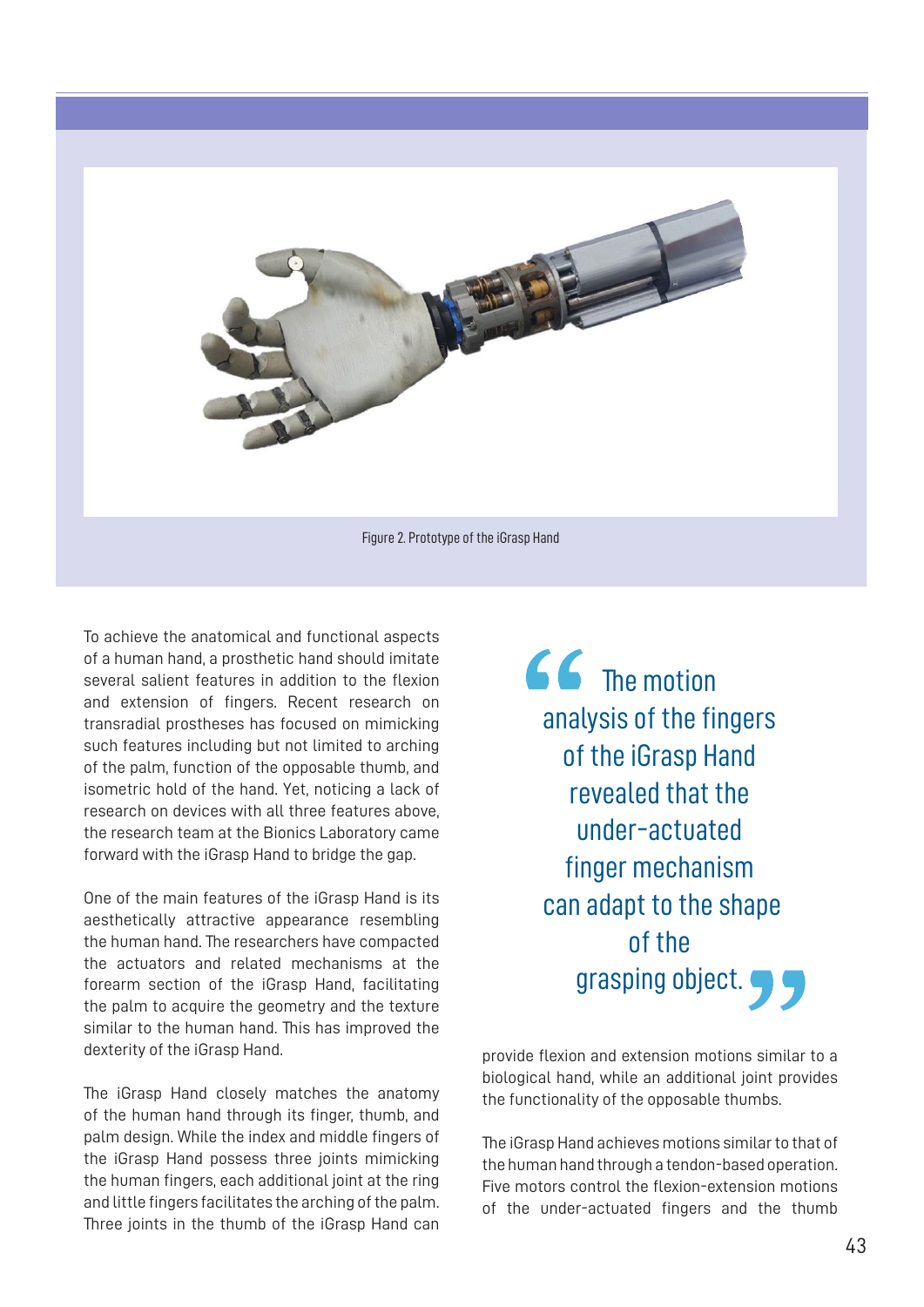Figure 2. Prototype of the iGrasp Hand

To achieve the anatomical and functional aspects of a human hand, a prosthetic hand should imitate several salient features in addition to the flexion and extension of fingers. Recent research on transradial prostheses has focused on mimicking such features including but not limited to arching of the palm, function of the opposable thumb, and isometric hold of the hand. Yet, noticing a lack of research on devices with all three features above, the research team at the Bionics Laboratory came forward with the iGrasp Hand to bridge the gap.

One of the main features of the iGrasp Hand is its aesthetically attractive appearance resembling the human hand. The researchers have compacted the actuators and related mechanisms at the forearm section of the iGrasp Hand, facilitating the palm to acquire the geometry and the texture similar to the human hand. This has improved the dexterity of the iGrasp Hand.

The iGrasp Hand closely matches the anatomy of the human hand through its finger, thumb, and palm design. While the index and middle fingers of the iGrasp Hand possess three joints mimicking the human fingers, each additional joint at the ring and little fingers facilitates the arching of the palm. Three joints in the thumb of the iGrasp Hand can provide flexion and extension motions similar to a biological hand, while an additional joint provides the functionality of the opposable thumbs.

> "The motion analysis of the fingers of the iGrasp Hand revealed that the under-actuated finger mechanism can adapt to the shape of the grasping object."

The iGrasp Hand achieves motions similar to that of the human hand through a tendon-based operation. Five motors control the flexion-extension motions of the under-actuated fingers and the thumb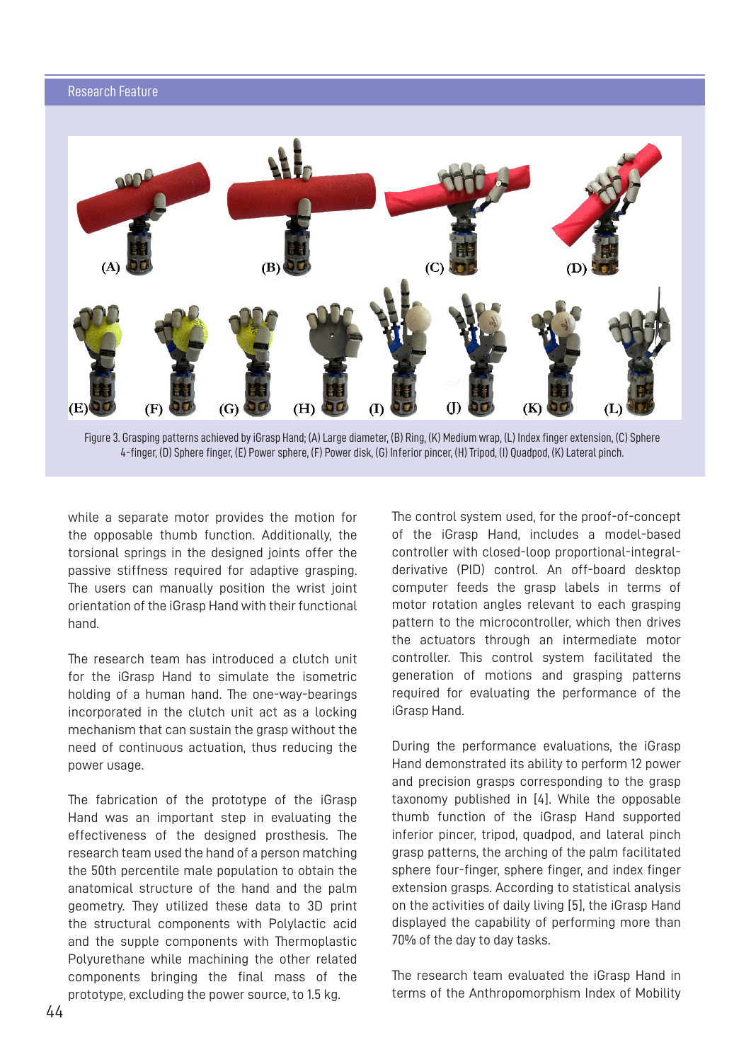Figure 3. Grasping patterns achieved by iGrasp Hand; (A) Large diameter, (B) Ring, (K) Medium wrap, (L) Index finger extension, (C) Sphere 4-finger, (D) Sphere finger, (E) Power sphere, (F) Power disk, (G) Inferior pincer, (H) Tripod, (I) Quadpod, (K) Lateral pinch.

while a separate motor provides the motion for the opposable thumb function. Additionally, the torsional springs in the designed joints offer the passive stiffness required for adaptive grasping. The users can manually position the wrist joint orientation of the iGrasp Hand with their functional hand.

The research team has introduced a clutch unit for the iGrasp Hand to simulate the isometric holding of a human hand. The one-way-bearings incorporated in the clutch unit act as a locking mechanism that can sustain the grasp without the need of continuous actuation, thus reducing the power usage.

The fabrication of the prototype of the iGrasp Hand was an important step in evaluating the effectiveness of the designed prosthesis. The research team used the hand of a person matching the 50th percentile male population to obtain the anatomical structure of the hand and the palm geometry. They utilized these data to 3D print the structural components with Polylactic acid and the supple components with Thermoplastic Polyurethane while machining the other related components bringing the final mass of the prototype, excluding the power source, to 1.5 kg.

The control system used, for the proof-of-concept of the iGrasp Hand, includes a model-based controller with closed-loop proportional-integral-derivative (PID) control. An off-board desktop computer feeds the grasp labels in terms of motor rotation angles relevant to each grasping pattern to the microcontroller, which then drives the actuators through an intermediate motor controller. This control system facilitated the generation of motions and grasping patterns required for evaluating the performance of the iGrasp Hand.

During the performance evaluations, the iGrasp Hand demonstrated its ability to perform 12 power and precision grasps corresponding to the grasp taxonomy published in [4]. While the opposable thumb function of the iGrasp Hand supported inferior pincer, tripod, quadpod, and lateral pinch grasp patterns, the arching of the palm facilitated sphere four-finger, sphere finger, and index finger extension grasps. According to statistical analysis on the activities of daily living [5], the iGrasp Hand displayed the capability of performing more than 70% of the day to day tasks.

The research team evaluated the iGrasp Hand in terms of the Anthropomorphism Index of Mobility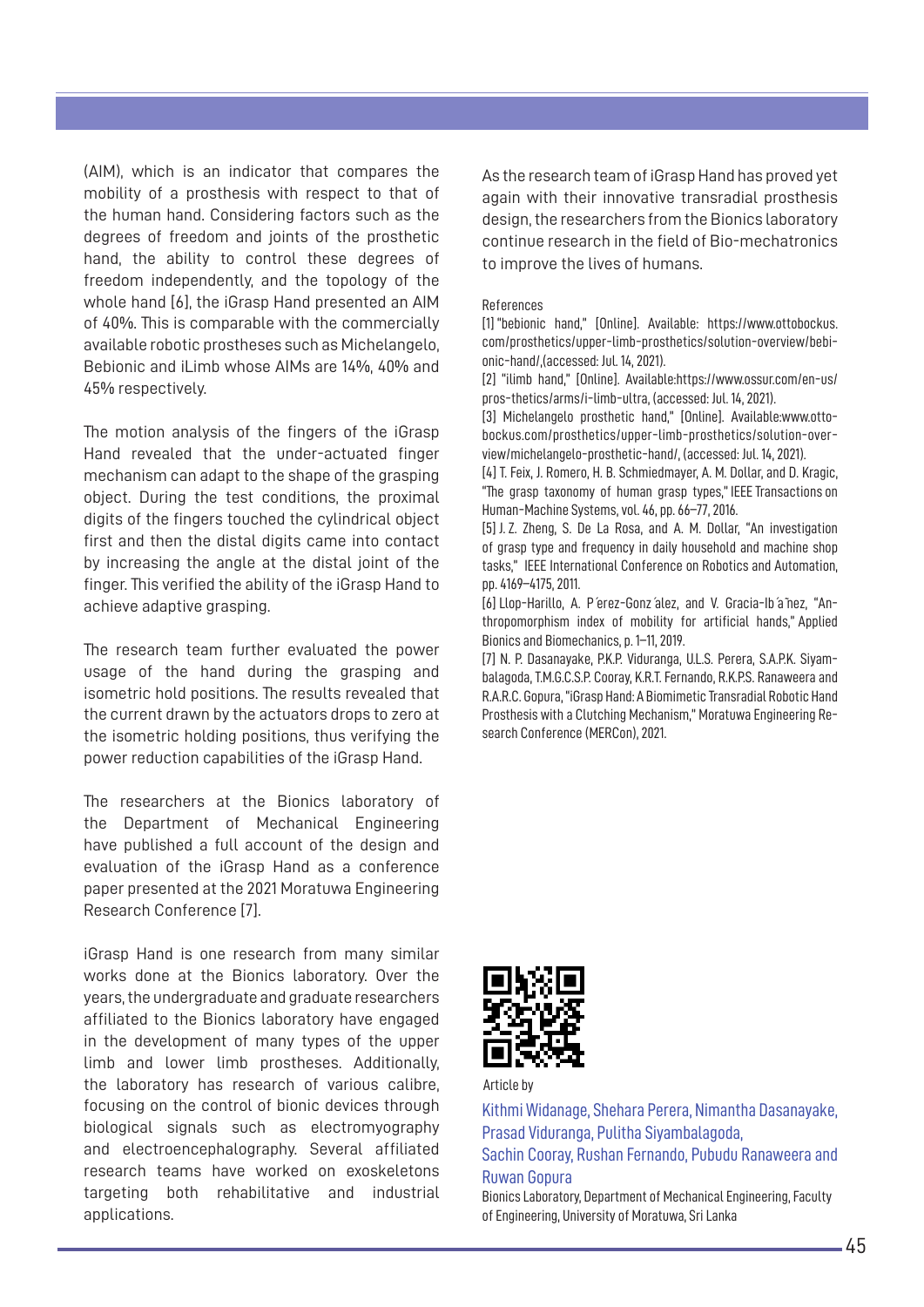(AIM), which is an indicator that compares the mobility of a prosthesis with respect to that of the human hand. Considering factors such as the degrees of freedom and joints of the prosthetic hand, the ability to control these degrees of freedom independently, and the topology of the whole hand [6], the iGrasp Hand presented an AIM of 40%. This is comparable with the commercially available robotic prostheses such as Michelangelo, Bebionic and iLimb whose AIMs are 14%, 40% and 45% respectively.

The motion analysis of the fingers of the iGrasp Hand revealed that the under-actuated finger mechanism can adapt to the shape of the grasping object. During the test conditions, the proximal digits of the fingers touched the cylindrical object first and then the distal digits came into contact by increasing the angle at the distal joint of the finger. This verified the ability of the iGrasp Hand to achieve adaptive grasping.

The research team further evaluated the power usage of the hand during the grasping and isometric hold positions. The results revealed that the current drawn by the actuators drops to zero at the isometric holding positions, thus verifying the power reduction capabilities of the iGrasp Hand.

The researchers at the Bionics laboratory of the Department of Mechanical Engineering have published a full account of the design and evaluation of the iGrasp Hand as a conference paper presented at the 2021 Moratuwa Engineering Research Conference [7].

iGrasp Hand is one research from many similar works done at the Bionics laboratory. Over the years, the undergraduate and graduate researchers affiliated to the Bionics laboratory have engaged in the development of many types of the upper limb and lower limb prostheses. Additionally, the laboratory has research of various calibre, focusing on the control of bionic devices through biological signals such as electromyography and electroencephalography. Several affiliated research teams have worked on exoskeletons targeting both rehabilitative and industrial applications.

As the research team of iGrasp Hand has proved yet again with their innovative transradial prosthesis design, the researchers from the Bionics laboratory continue research in the field of Bio-mechatronics to improve the lives of humans.

References

[1] "bebionic hand," [Online]. Available: https://www.ottobockus.com/prosthetics/upper-limb-prosthetics/solution-overview/bebionic-hand/,(accessed: Jul. 14, 2021).

[2] "ilimb hand," [Online]. Available:https://www.ossur.com/en-us/pros-thetics/arms/i-limb-ultra, (accessed: Jul. 14, 2021).

[3] Michelangelo prosthetic hand," [Online]. Available:www.ottobockus.com/prosthetics/upper-limb-prosthetics/solution-overview/michelangelo-prosthetic-hand/, (accessed: Jul. 14, 2021).

[4] T. Feix, J. Romero, H. B. Schmiedmayer, A. M. Dollar, and D. Kragic, "The grasp taxonomy of human grasp types," IEEE Transactions on Human-Machine Systems, vol. 46, pp. 66–77, 2016.

[5] J. Z. Zheng, S. De La Rosa, and A. M. Dollar, "An investigation of grasp type and frequency in daily household and machine shop tasks," IEEE International Conference on Robotics and Automation, pp. 4169–4175, 2011.

[6] Llop-Harillo, A. P ́erez-Gonz ́alez, and V. Gracia-Ib ́a ̃nez, "Anthropomorphism index of mobility for artificial hands," Applied Bionics and Biomechanics, p. 1–11, 2019.

[7] N. P. Dasanayake, P.K.P. Viduranga, U.L.S. Perera, S.A.P.K. Siyambalagoda, T.M.G.C.S.P. Cooray, K.R.T. Fernando, R.K.P.S. Ranaweera and R.A.R.C. Gopura, "iGrasp Hand: A Biomimetic Transradial Robotic Hand Prosthesis with a Clutching Mechanism," Moratuwa Engineering Research Conference (MERCon), 2021.

Article by

Kithmi Widanage, Shehara Perera, Nimantha Dasanayake, Prasad Viduranga, Pulitha Siyambalagoda, Sachin Cooray, Rushan Fernando, Pubudu Ranaweera and Ruwan Gopura

Bionics Laboratory, Department of Mechanical Engineering, Faculty of Engineering, University of Moratuwa, Sri Lanka